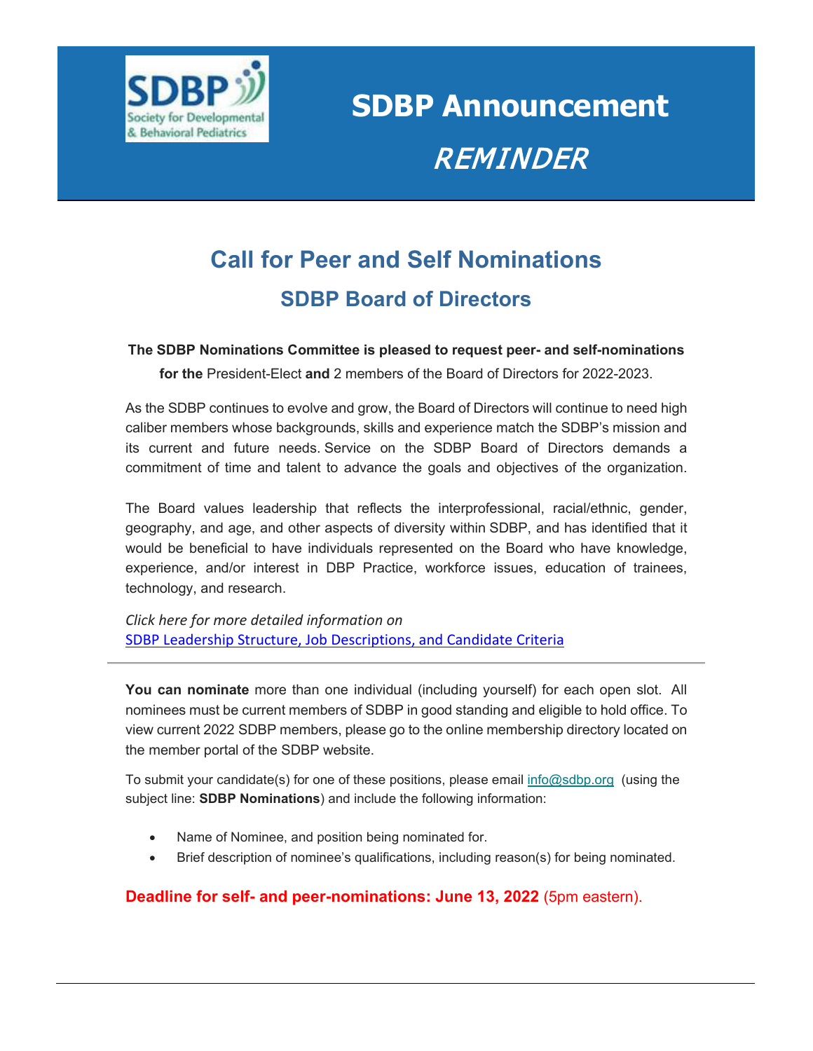# SDBP Announcement

*REMINDER*

## Call for Peer and Self Nominations

### SDBP Board of Directors

**The SDBP Nominations Committee is pleased to request peer- and self-nominations for the** President-Elect **and** 2 members of the Board of Directors for 2022-2023.

As the SDBP continues to evolve and grow, the Board of Directors will continue to need high caliber members whose backgrounds, skills and experience match the SDBP's mission and its current and future needs. Service on the SDBP Board of Directors demands a commitment of time and talent to advance the goals and objectives of the organization.

The Board values leadership that reflects the interprofessional, racial/ethnic, gender, geography, and age, and other aspects of diversity within SDBP, and has identified that it would be beneficial to have individuals represented on the Board who have knowledge, experience, and/or interest in DBP Practice, workforce issues, education of trainees, technology, and research.

*Click here for more detailed information on*
SDBP Leadership Structure, Job Descriptions, and Candidate Criteria

---

**You can nominate** more than one individual (including yourself) for each open slot. All nominees must be current members of SDBP in good standing and eligible to hold office. To view current 2022 SDBP members, please go to the online membership directory located on the member portal of the SDBP website.

To submit your candidate(s) for one of these positions, please email info@sdbp.org (using the subject line: **SDBP Nominations**) and include the following information:

- Name of Nominee, and position being nominated for.
- Brief description of nominee's qualifications, including reason(s) for being nominated.

**Deadline for self- and peer-nominations: June 13, 2022** (5pm eastern).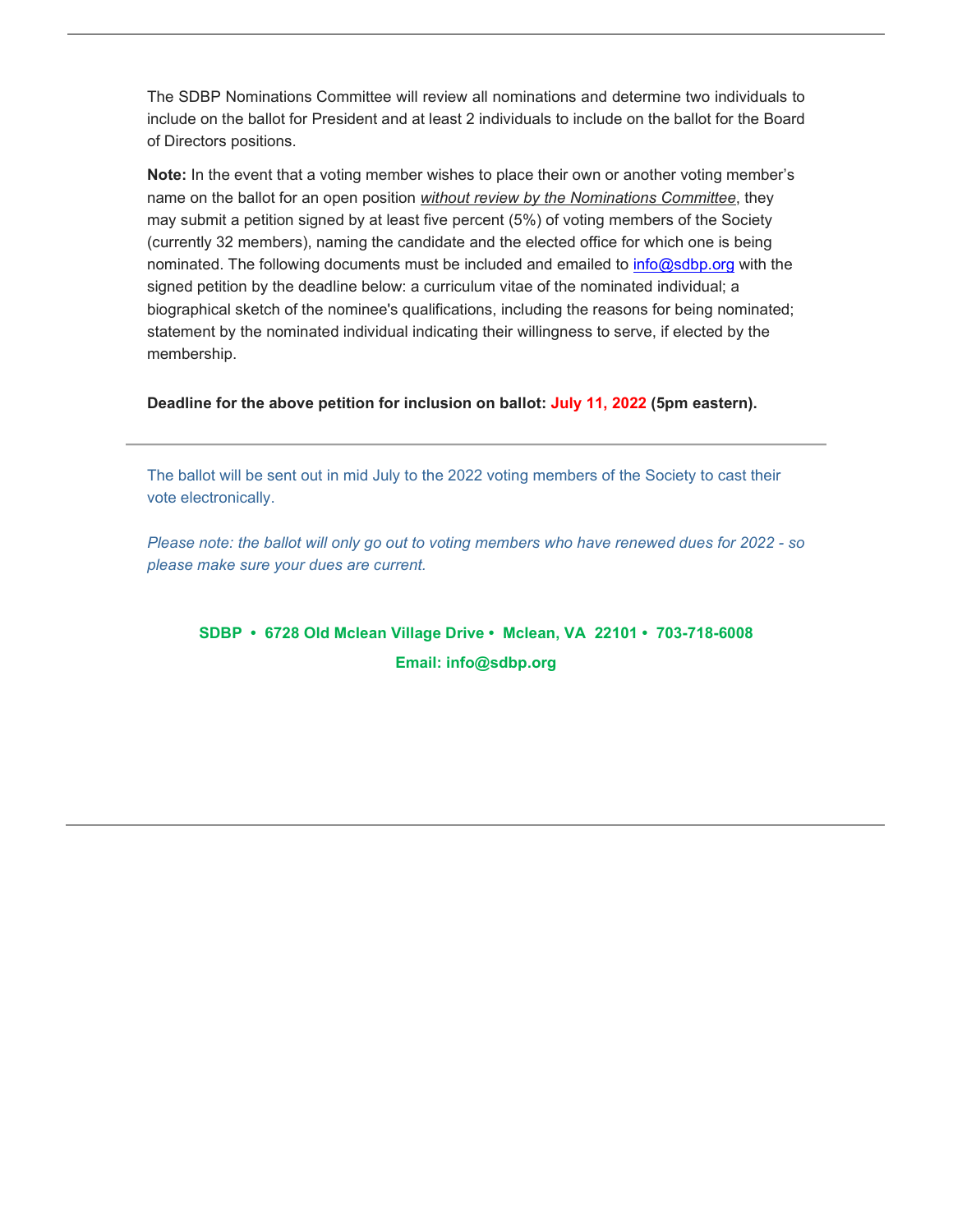The SDBP Nominations Committee will review all nominations and determine two individuals to include on the ballot for President and at least 2 individuals to include on the ballot for the Board of Directors positions.

**Note:** In the event that a voting member wishes to place their own or another voting member's name on the ballot for an open position *without review by the Nominations Committee*, they may submit a petition signed by at least five percent (5%) of voting members of the Society (currently 32 members), naming the candidate and the elected office for which one is being nominated. The following documents must be included and emailed to info@sdbp.org with the signed petition by the deadline below: a curriculum vitae of the nominated individual; a biographical sketch of the nominee's qualifications, including the reasons for being nominated; statement by the nominated individual indicating their willingness to serve, if elected by the membership.

**Deadline for the above petition for inclusion on ballot: July 11, 2022 (5pm eastern).**

---

The ballot will be sent out in mid July to the 2022 voting members of the Society to cast their vote electronically.

*Please note: the ballot will only go out to voting members who have renewed dues for 2022 - so please make sure your dues are current.*

**SDBP • 6728 Old Mclean Village Drive • Mclean, VA 22101 • 703-718-6008**

**Email: info@sdbp.org**